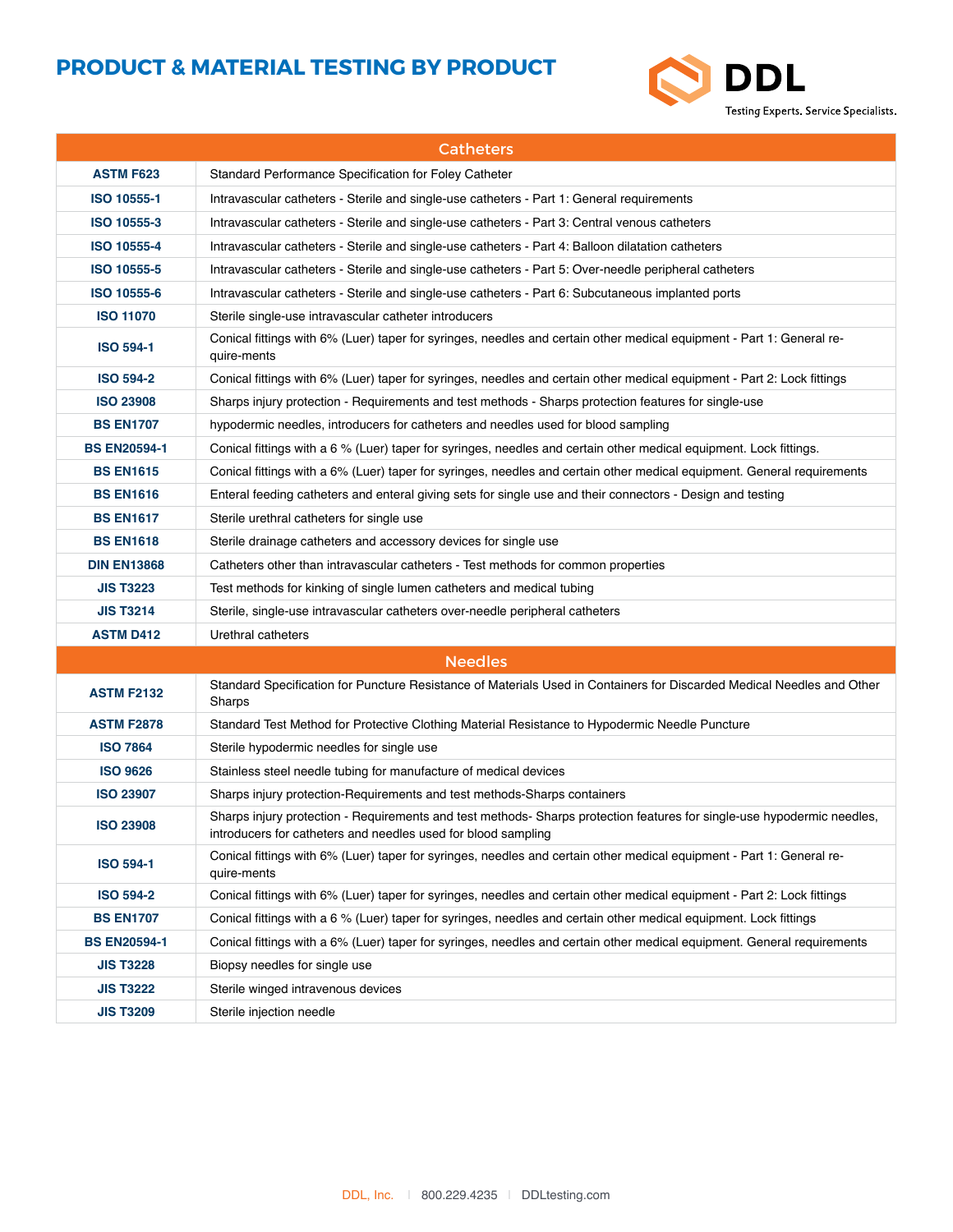# PRODUCT & MATERIAL TESTING BY PRODUCT

DDL
Testing Experts. Service Specialists.

| Catheters | |
|---|---|
| **ASTM F623** | Standard Performance Specification for Foley Catheter |
| **ISO 10555-1** | Intravascular catheters - Sterile and single-use catheters - Part 1: General requirements |
| **ISO 10555-3** | Intravascular catheters - Sterile and single-use catheters - Part 3: Central venous catheters |
| **ISO 10555-4** | Intravascular catheters - Sterile and single-use catheters - Part 4: Balloon dilatation catheters |
| **ISO 10555-5** | Intravascular catheters - Sterile and single-use catheters - Part 5: Over-needle peripheral catheters |
| **ISO 10555-6** | Intravascular catheters - Sterile and single-use catheters - Part 6: Subcutaneous implanted ports |
| **ISO 11070** | Sterile single-use intravascular catheter introducers |
| **ISO 594-1** | Conical fittings with 6% (Luer) taper for syringes, needles and certain other medical equipment - Part 1: General re-quire-ments |
| **ISO 594-2** | Conical fittings with 6% (Luer) taper for syringes, needles and certain other medical equipment - Part 2: Lock fittings |
| **ISO 23908** | Sharps injury protection - Requirements and test methods - Sharps protection features for single-use |
| **BS EN1707** | hypodermic needles, introducers for catheters and needles used for blood sampling |
| **BS EN20594-1** | Conical fittings with a 6 % (Luer) taper for syringes, needles and certain other medical equipment. Lock fittings. |
| **BS EN1615** | Conical fittings with a 6% (Luer) taper for syringes, needles and certain other medical equipment. General requirements |
| **BS EN1616** | Enteral feeding catheters and enteral giving sets for single use and their connectors - Design and testing |
| **BS EN1617** | Sterile urethral catheters for single use |
| **BS EN1618** | Sterile drainage catheters and accessory devices for single use |
| **DIN EN13868** | Catheters other than intravascular catheters - Test methods for common properties |
| **JIS T3223** | Test methods for kinking of single lumen catheters and medical tubing |
| **JIS T3214** | Sterile, single-use intravascular catheters over-needle peripheral catheters |
| **ASTM D412** | Urethral catheters |

| Needles | |
|---|---|
| **ASTM F2132** | Standard Specification for Puncture Resistance of Materials Used in Containers for Discarded Medical Needles and Other Sharps |
| **ASTM F2878** | Standard Test Method for Protective Clothing Material Resistance to Hypodermic Needle Puncture |
| **ISO 7864** | Sterile hypodermic needles for single use |
| **ISO 9626** | Stainless steel needle tubing for manufacture of medical devices |
| **ISO 23907** | Sharps injury protection-Requirements and test methods-Sharps containers |
| **ISO 23908** | Sharps injury protection - Requirements and test methods- Sharps protection features for single-use hypodermic needles, introducers for catheters and needles used for blood sampling |
| **ISO 594-1** | Conical fittings with 6% (Luer) taper for syringes, needles and certain other medical equipment - Part 1: General re-quire-ments |
| **ISO 594-2** | Conical fittings with 6% (Luer) taper for syringes, needles and certain other medical equipment - Part 2: Lock fittings |
| **BS EN1707** | Conical fittings with a 6 % (Luer) taper for syringes, needles and certain other medical equipment. Lock fittings |
| **BS EN20594-1** | Conical fittings with a 6% (Luer) taper for syringes, needles and certain other medical equipment. General requirements |
| **JIS T3228** | Biopsy needles for single use |
| **JIS T3222** | Sterile winged intravenous devices |
| **JIS T3209** | Sterile injection needle |

DDL, Inc. | 800.229.4235 | DDLtesting.com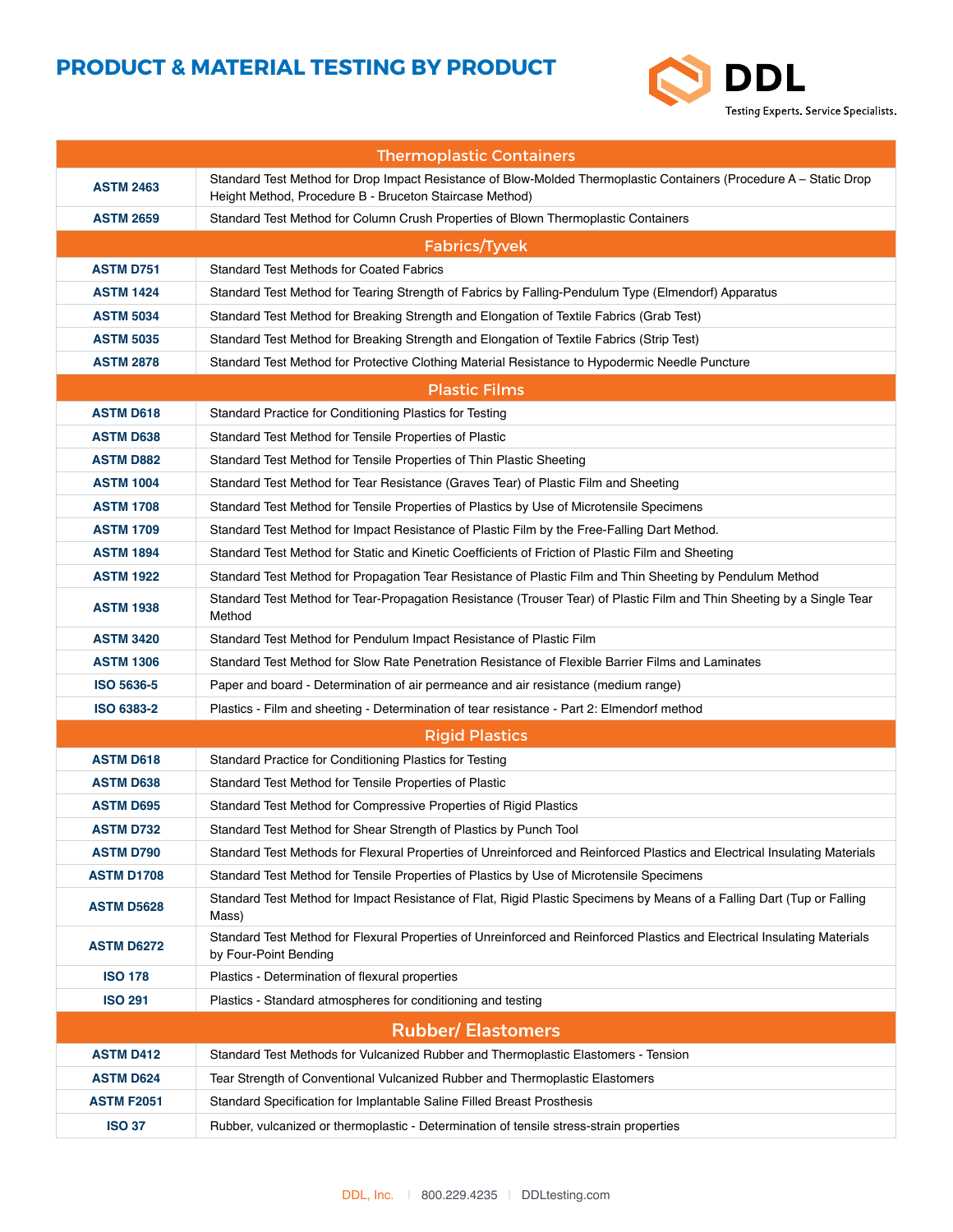# PRODUCT & MATERIAL TESTING BY PRODUCT

DDL
Testing Experts. Service Specialists.

| Thermoplastic Containers | |
|---|---|
| **ASTM 2463** | Standard Test Method for Drop Impact Resistance of Blow-Molded Thermoplastic Containers (Procedure A – Static Drop Height Method, Procedure B - Bruceton Staircase Method) |
| **ASTM 2659** | Standard Test Method for Column Crush Properties of Blown Thermoplastic Containers |
| **Fabrics/Tyvek** | |
| **ASTM D751** | Standard Test Methods for Coated Fabrics |
| **ASTM 1424** | Standard Test Method for Tearing Strength of Fabrics by Falling-Pendulum Type (Elmendorf) Apparatus |
| **ASTM 5034** | Standard Test Method for Breaking Strength and Elongation of Textile Fabrics (Grab Test) |
| **ASTM 5035** | Standard Test Method for Breaking Strength and Elongation of Textile Fabrics (Strip Test) |
| **ASTM 2878** | Standard Test Method for Protective Clothing Material Resistance to Hypodermic Needle Puncture |
| **Plastic Films** | |
| **ASTM D618** | Standard Practice for Conditioning Plastics for Testing |
| **ASTM D638** | Standard Test Method for Tensile Properties of Plastic |
| **ASTM D882** | Standard Test Method for Tensile Properties of Thin Plastic Sheeting |
| **ASTM 1004** | Standard Test Method for Tear Resistance (Graves Tear) of Plastic Film and Sheeting |
| **ASTM 1708** | Standard Test Method for Tensile Properties of Plastics by Use of Microtensile Specimens |
| **ASTM 1709** | Standard Test Method for Impact Resistance of Plastic Film by the Free-Falling Dart Method. |
| **ASTM 1894** | Standard Test Method for Static and Kinetic Coefficients of Friction of Plastic Film and Sheeting |
| **ASTM 1922** | Standard Test Method for Propagation Tear Resistance of Plastic Film and Thin Sheeting by Pendulum Method |
| **ASTM 1938** | Standard Test Method for Tear-Propagation Resistance (Trouser Tear) of Plastic Film and Thin Sheeting by a Single Tear Method |
| **ASTM 3420** | Standard Test Method for Pendulum Impact Resistance of Plastic Film |
| **ASTM 1306** | Standard Test Method for Slow Rate Penetration Resistance of Flexible Barrier Films and Laminates |
| **ISO 5636-5** | Paper and board - Determination of air permeance and air resistance (medium range) |
| **ISO 6383-2** | Plastics - Film and sheeting - Determination of tear resistance - Part 2: Elmendorf method |
| **Rigid Plastics** | |
| **ASTM D618** | Standard Practice for Conditioning Plastics for Testing |
| **ASTM D638** | Standard Test Method for Tensile Properties of Plastic |
| **ASTM D695** | Standard Test Method for Compressive Properties of Rigid Plastics |
| **ASTM D732** | Standard Test Method for Shear Strength of Plastics by Punch Tool |
| **ASTM D790** | Standard Test Methods for Flexural Properties of Unreinforced and Reinforced Plastics and Electrical Insulating Materials |
| **ASTM D1708** | Standard Test Method for Tensile Properties of Plastics by Use of Microtensile Specimens |
| **ASTM D5628** | Standard Test Method for Impact Resistance of Flat, Rigid Plastic Specimens by Means of a Falling Dart (Tup or Falling Mass) |
| **ASTM D6272** | Standard Test Method for Flexural Properties of Unreinforced and Reinforced Plastics and Electrical Insulating Materials by Four-Point Bending |
| **ISO 178** | Plastics - Determination of flexural properties |
| **ISO 291** | Plastics - Standard atmospheres for conditioning and testing |
| **Rubber/ Elastomers** | |
| **ASTM D412** | Standard Test Methods for Vulcanized Rubber and Thermoplastic Elastomers - Tension |
| **ASTM D624** | Tear Strength of Conventional Vulcanized Rubber and Thermoplastic Elastomers |
| **ASTM F2051** | Standard Specification for Implantable Saline Filled Breast Prosthesis |
| **ISO 37** | Rubber, vulcanized or thermoplastic - Determination of tensile stress-strain properties |

DDL, Inc. | 800.229.4235 | DDLtesting.com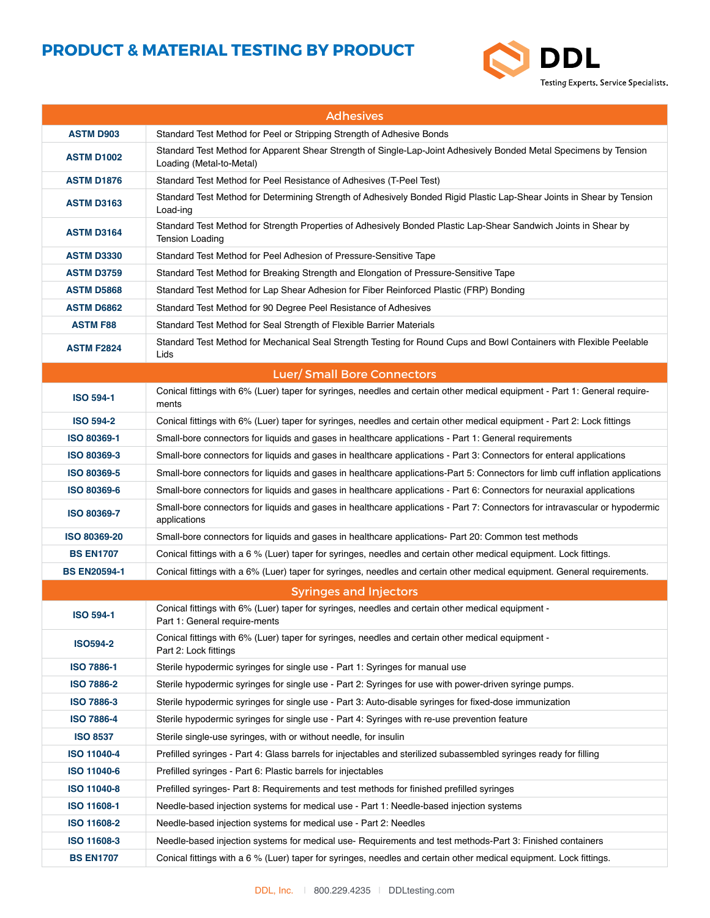# PRODUCT & MATERIAL TESTING BY PRODUCT

DDL
Testing Experts. Service Specialists.

| Adhesives | |
|---|---|
| **ASTM D903** | Standard Test Method for Peel or Stripping Strength of Adhesive Bonds |
| **ASTM D1002** | Standard Test Method for Apparent Shear Strength of Single-Lap-Joint Adhesively Bonded Metal Specimens by Tension Loading (Metal-to-Metal) |
| **ASTM D1876** | Standard Test Method for Peel Resistance of Adhesives (T-Peel Test) |
| **ASTM D3163** | Standard Test Method for Determining Strength of Adhesively Bonded Rigid Plastic Lap-Shear Joints in Shear by Tension Load-ing |
| **ASTM D3164** | Standard Test Method for Strength Properties of Adhesively Bonded Plastic Lap-Shear Sandwich Joints in Shear by Tension Loading |
| **ASTM D3330** | Standard Test Method for Peel Adhesion of Pressure-Sensitive Tape |
| **ASTM D3759** | Standard Test Method for Breaking Strength and Elongation of Pressure-Sensitive Tape |
| **ASTM D5868** | Standard Test Method for Lap Shear Adhesion for Fiber Reinforced Plastic (FRP) Bonding |
| **ASTM D6862** | Standard Test Method for 90 Degree Peel Resistance of Adhesives |
| **ASTM F88** | Standard Test Method for Seal Strength of Flexible Barrier Materials |
| **ASTM F2824** | Standard Test Method for Mechanical Seal Strength Testing for Round Cups and Bowl Containers with Flexible Peelable Lids |
| **Luer/ Small Bore Connectors** | |
| **ISO 594-1** | Conical fittings with 6% (Luer) taper for syringes, needles and certain other medical equipment - Part 1: General require-ments |
| **ISO 594-2** | Conical fittings with 6% (Luer) taper for syringes, needles and certain other medical equipment - Part 2: Lock fittings |
| **ISO 80369-1** | Small-bore connectors for liquids and gases in healthcare applications - Part 1: General requirements |
| **ISO 80369-3** | Small-bore connectors for liquids and gases in healthcare applications - Part 3: Connectors for enteral applications |
| **ISO 80369-5** | Small-bore connectors for liquids and gases in healthcare applications-Part 5: Connectors for limb cuff inflation applications |
| **ISO 80369-6** | Small-bore connectors for liquids and gases in healthcare applications - Part 6: Connectors for neuraxial applications |
| **ISO 80369-7** | Small-bore connectors for liquids and gases in healthcare applications - Part 7: Connectors for intravascular or hypodermic applications |
| **ISO 80369-20** | Small-bore connectors for liquids and gases in healthcare applications- Part 20: Common test methods |
| **BS EN1707** | Conical fittings with a 6 % (Luer) taper for syringes, needles and certain other medical equipment. Lock fittings. |
| **BS EN20594-1** | Conical fittings with a 6% (Luer) taper for syringes, needles and certain other medical equipment. General requirements. |
| **Syringes and Injectors** | |
| **ISO 594-1** | Conical fittings with 6% (Luer) taper for syringes, needles and certain other medical equipment - Part 1: General require-ments |
| **ISO594-2** | Conical fittings with 6% (Luer) taper for syringes, needles and certain other medical equipment - Part 2: Lock fittings |
| **ISO 7886-1** | Sterile hypodermic syringes for single use - Part 1: Syringes for manual use |
| **ISO 7886-2** | Sterile hypodermic syringes for single use - Part 2: Syringes for use with power-driven syringe pumps. |
| **ISO 7886-3** | Sterile hypodermic syringes for single use - Part 3: Auto-disable syringes for fixed-dose immunization |
| **ISO 7886-4** | Sterile hypodermic syringes for single use - Part 4: Syringes with re-use prevention feature |
| **ISO 8537** | Sterile single-use syringes, with or without needle, for insulin |
| **ISO 11040-4** | Prefilled syringes - Part 4: Glass barrels for injectables and sterilized subassembled syringes ready for filling |
| **ISO 11040-6** | Prefilled syringes - Part 6: Plastic barrels for injectables |
| **ISO 11040-8** | Prefilled syringes- Part 8: Requirements and test methods for finished prefilled syringes |
| **ISO 11608-1** | Needle-based injection systems for medical use - Part 1: Needle-based injection systems |
| **ISO 11608-2** | Needle-based injection systems for medical use - Part 2: Needles |
| **ISO 11608-3** | Needle-based injection systems for medical use- Requirements and test methods-Part 3: Finished containers |
| **BS EN1707** | Conical fittings with a 6 % (Luer) taper for syringes, needles and certain other medical equipment. Lock fittings. |

DDL, Inc. | 800.229.4235 | DDLtesting.com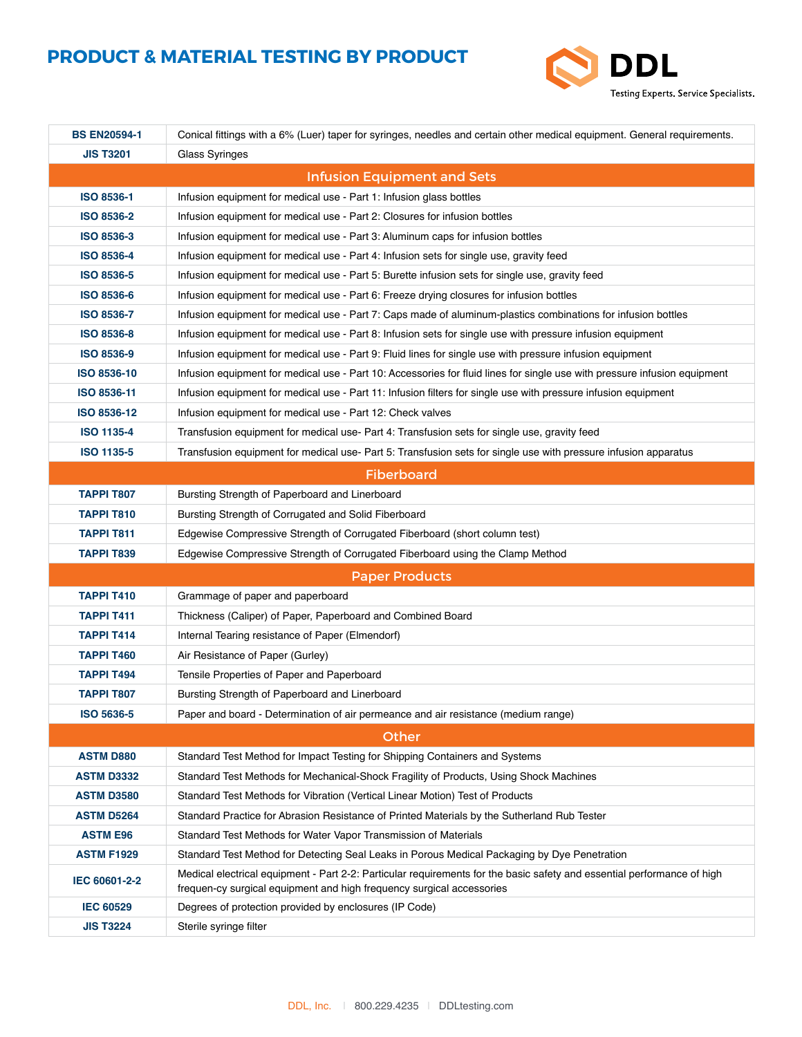## PRODUCT & MATERIAL TESTING BY PRODUCT

| | |
|---|---|
| **BS EN20594-1** | Conical fittings with a 6% (Luer) taper for syringes, needles and certain other medical equipment. General requirements. |
| **JIS T3201** | Glass Syringes |
| **Infusion Equipment and Sets** | |
| **ISO 8536-1** | Infusion equipment for medical use - Part 1: Infusion glass bottles |
| **ISO 8536-2** | Infusion equipment for medical use - Part 2: Closures for infusion bottles |
| **ISO 8536-3** | Infusion equipment for medical use - Part 3: Aluminum caps for infusion bottles |
| **ISO 8536-4** | Infusion equipment for medical use - Part 4: Infusion sets for single use, gravity feed |
| **ISO 8536-5** | Infusion equipment for medical use - Part 5: Burette infusion sets for single use, gravity feed |
| **ISO 8536-6** | Infusion equipment for medical use - Part 6: Freeze drying closures for infusion bottles |
| **ISO 8536-7** | Infusion equipment for medical use - Part 7: Caps made of aluminum-plastics combinations for infusion bottles |
| **ISO 8536-8** | Infusion equipment for medical use - Part 8: Infusion sets for single use with pressure infusion equipment |
| **ISO 8536-9** | Infusion equipment for medical use - Part 9: Fluid lines for single use with pressure infusion equipment |
| **ISO 8536-10** | Infusion equipment for medical use - Part 10: Accessories for fluid lines for single use with pressure infusion equipment |
| **ISO 8536-11** | Infusion equipment for medical use - Part 11: Infusion filters for single use with pressure infusion equipment |
| **ISO 8536-12** | Infusion equipment for medical use - Part 12: Check valves |
| **ISO 1135-4** | Transfusion equipment for medical use- Part 4: Transfusion sets for single use, gravity feed |
| **ISO 1135-5** | Transfusion equipment for medical use- Part 5: Transfusion sets for single use with pressure infusion apparatus |
| **Fiberboard** | |
| **TAPPI T807** | Bursting Strength of Paperboard and Linerboard |
| **TAPPI T810** | Bursting Strength of Corrugated and Solid Fiberboard |
| **TAPPI T811** | Edgewise Compressive Strength of Corrugated Fiberboard (short column test) |
| **TAPPI T839** | Edgewise Compressive Strength of Corrugated Fiberboard using the Clamp Method |
| **Paper Products** | |
| **TAPPI T410** | Grammage of paper and paperboard |
| **TAPPI T411** | Thickness (Caliper) of Paper, Paperboard and Combined Board |
| **TAPPI T414** | Internal Tearing resistance of Paper (Elmendorf) |
| **TAPPI T460** | Air Resistance of Paper (Gurley) |
| **TAPPI T494** | Tensile Properties of Paper and Paperboard |
| **TAPPI T807** | Bursting Strength of Paperboard and Linerboard |
| **ISO 5636-5** | Paper and board - Determination of air permeance and air resistance (medium range) |
| **Other** | |
| **ASTM D880** | Standard Test Method for Impact Testing for Shipping Containers and Systems |
| **ASTM D3332** | Standard Test Methods for Mechanical-Shock Fragility of Products, Using Shock Machines |
| **ASTM D3580** | Standard Test Methods for Vibration (Vertical Linear Motion) Test of Products |
| **ASTM D5264** | Standard Practice for Abrasion Resistance of Printed Materials by the Sutherland Rub Tester |
| **ASTM E96** | Standard Test Methods for Water Vapor Transmission of Materials |
| **ASTM F1929** | Standard Test Method for Detecting Seal Leaks in Porous Medical Packaging by Dye Penetration |
| **IEC 60601-2-2** | Medical electrical equipment - Part 2-2: Particular requirements for the basic safety and essential performance of high frequen-cy surgical equipment and high frequency surgical accessories |
| **IEC 60529** | Degrees of protection provided by enclosures (IP Code) |
| **JIS T3224** | Sterile syringe filter |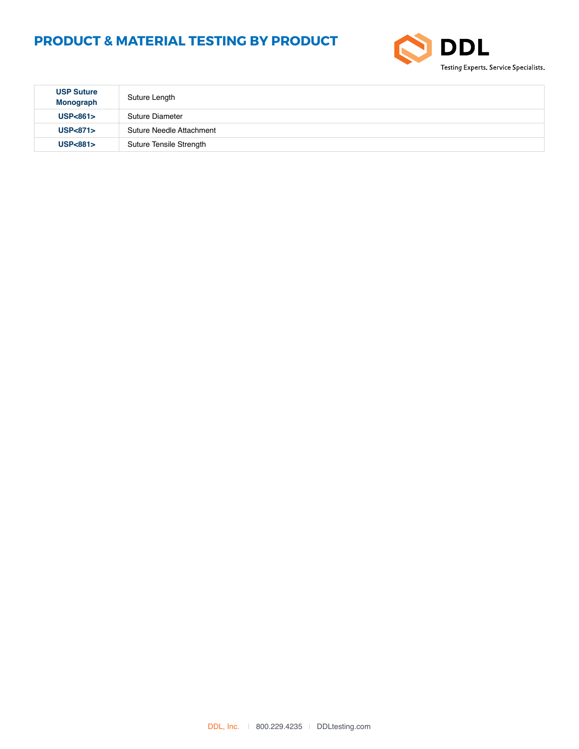| | |
|---|---|
| **USP Suture Monograph** | Suture Length |
| **USP<861>** | Suture Diameter |
| **USP<871>** | Suture Needle Attachment |
| **USP<881>** | Suture Tensile Strength |